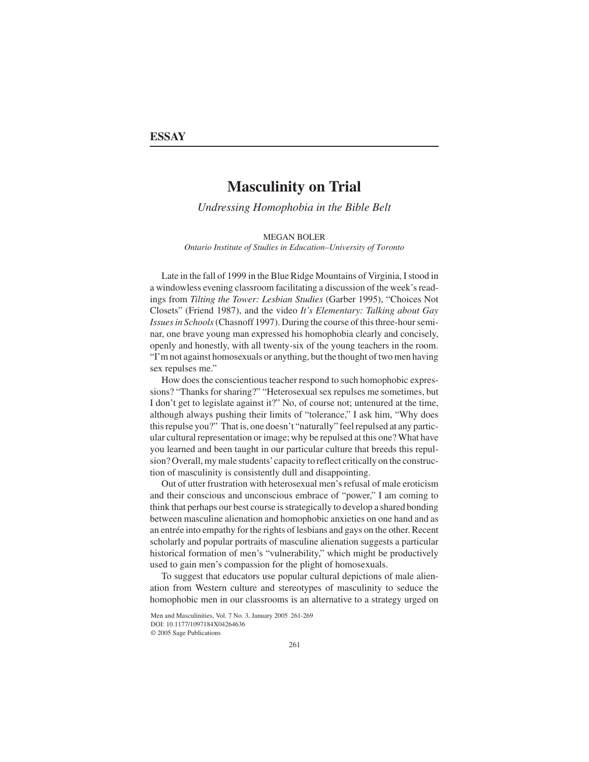**ESSAY**

# Masculinity on Trial

*Undressing Homophobia in the Bible Belt*

MEGAN BOLER
*Ontario Institute of Studies in Education–University of Toronto*

Late in the fall of 1999 in the Blue Ridge Mountains of Virginia, I stood in a windowless evening classroom facilitating a discussion of the week's readings from *Tilting the Tower: Lesbian Studies* (Garber 1995), "Choices Not Closets" (Friend 1987), and the video *It's Elementary: Talking about Gay Issues in Schools* (Chasnoff 1997). During the course of this three-hour seminar, one brave young man expressed his homophobia clearly and concisely, openly and honestly, with all twenty-six of the young teachers in the room. "I'm not against homosexuals or anything, but the thought of two men having sex repulses me."

How does the conscientious teacher respond to such homophobic expressions? "Thanks for sharing?" "Heterosexual sex repulses me sometimes, but I don't get to legislate against it?" No, of course not; untenured at the time, although always pushing their limits of "tolerance," I ask him, "Why does this repulse you?" That is, one doesn't "naturally" feel repulsed at any particular cultural representation or image; why be repulsed at this one? What have you learned and been taught in our particular culture that breeds this repulsion? Overall, my male students' capacity to reflect critically on the construction of masculinity is consistently dull and disappointing.

Out of utter frustration with heterosexual men's refusal of male eroticism and their conscious and unconscious embrace of "power," I am coming to think that perhaps our best course is strategically to develop a shared bonding between masculine alienation and homophobic anxieties on one hand and as an entrée into empathy for the rights of lesbians and gays on the other. Recent scholarly and popular portraits of masculine alienation suggests a particular historical formation of men's "vulnerability," which might be productively used to gain men's compassion for the plight of homosexuals.

To suggest that educators use popular cultural depictions of male alienation from Western culture and stereotypes of masculinity to seduce the homophobic men in our classrooms is an alternative to a strategy urged on

Men and Masculinities, Vol. 7 No. 3, January 2005 261-269
DOI: 10.1177/1097184X04264636
© 2005 Sage Publications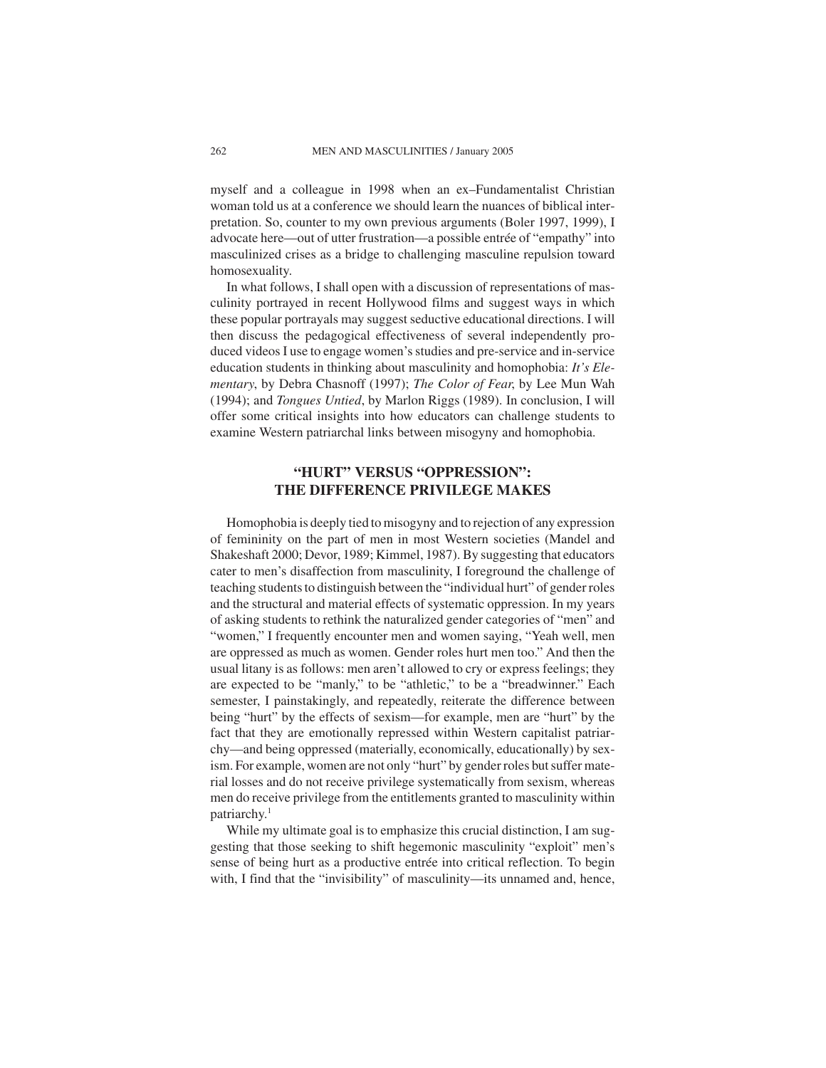myself and a colleague in 1998 when an ex–Fundamentalist Christian woman told us at a conference we should learn the nuances of biblical interpretation. So, counter to my own previous arguments (Boler 1997, 1999), I advocate here—out of utter frustration—a possible entrée of "empathy" into masculinized crises as a bridge to challenging masculine repulsion toward homosexuality.

In what follows, I shall open with a discussion of representations of masculinity portrayed in recent Hollywood films and suggest ways in which these popular portrayals may suggest seductive educational directions. I will then discuss the pedagogical effectiveness of several independently produced videos I use to engage women's studies and pre-service and in-service education students in thinking about masculinity and homophobia: *It's Elementary*, by Debra Chasnoff (1997); *The Color of Fear*, by Lee Mun Wah (1994); and *Tongues Untied*, by Marlon Riggs (1989). In conclusion, I will offer some critical insights into how educators can challenge students to examine Western patriarchal links between misogyny and homophobia.

## "HURT" VERSUS "OPPRESSION": THE DIFFERENCE PRIVILEGE MAKES

Homophobia is deeply tied to misogyny and to rejection of any expression of femininity on the part of men in most Western societies (Mandel and Shakeshaft 2000; Devor, 1989; Kimmel, 1987). By suggesting that educators cater to men's disaffection from masculinity, I foreground the challenge of teaching students to distinguish between the "individual hurt" of gender roles and the structural and material effects of systematic oppression. In my years of asking students to rethink the naturalized gender categories of "men" and "women," I frequently encounter men and women saying, "Yeah well, men are oppressed as much as women. Gender roles hurt men too." And then the usual litany is as follows: men aren't allowed to cry or express feelings; they are expected to be "manly," to be "athletic," to be a "breadwinner." Each semester, I painstakingly, and repeatedly, reiterate the difference between being "hurt" by the effects of sexism—for example, men are "hurt" by the fact that they are emotionally repressed within Western capitalist patriarchy—and being oppressed (materially, economically, educationally) by sexism. For example, women are not only "hurt" by gender roles but suffer material losses and do not receive privilege systematically from sexism, whereas men do receive privilege from the entitlements granted to masculinity within patriarchy.[1]

While my ultimate goal is to emphasize this crucial distinction, I am suggesting that those seeking to shift hegemonic masculinity "exploit" men's sense of being hurt as a productive entrée into critical reflection. To begin with, I find that the "invisibility" of masculinity—its unnamed and, hence,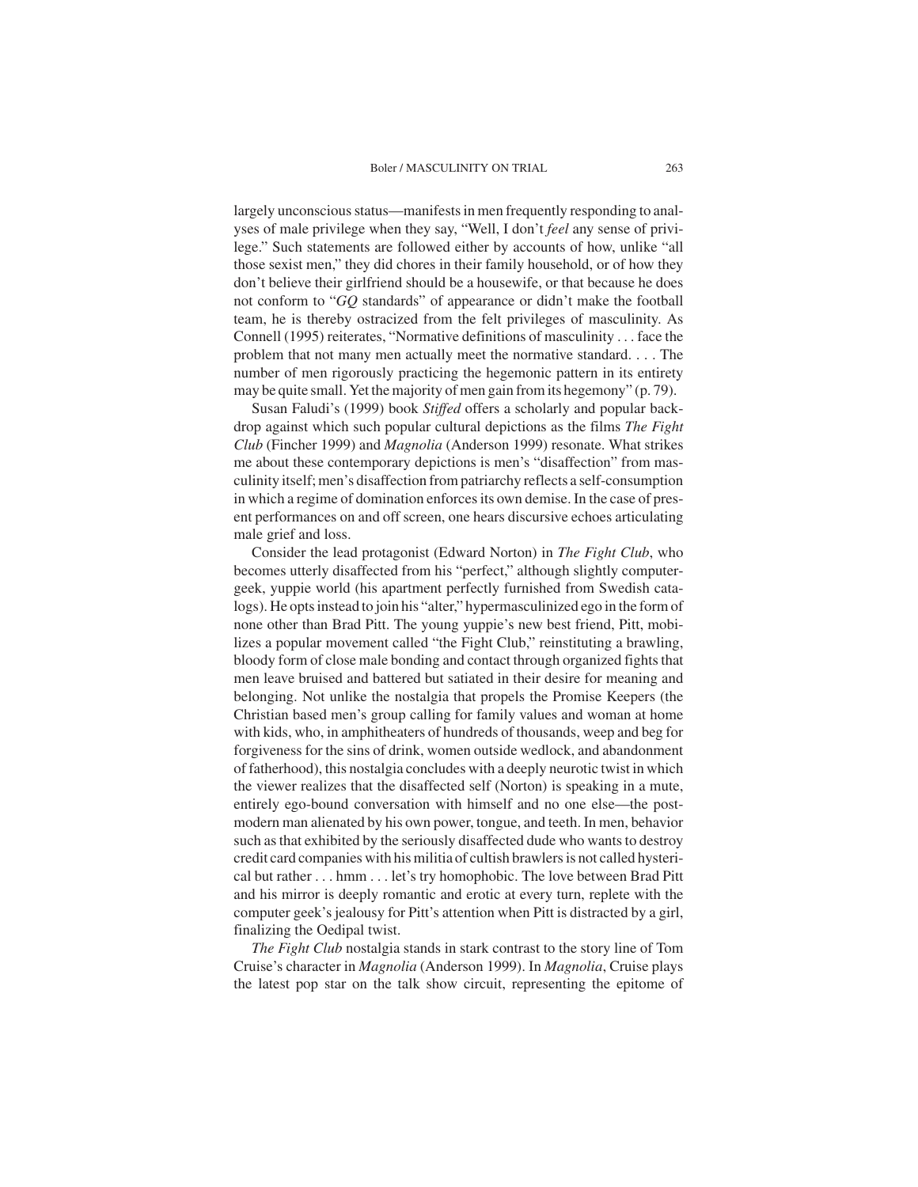largely unconscious status—manifests in men frequently responding to analyses of male privilege when they say, "Well, I don't *feel* any sense of privilege." Such statements are followed either by accounts of how, unlike "all those sexist men," they did chores in their family household, or of how they don't believe their girlfriend should be a housewife, or that because he does not conform to "*GQ* standards" of appearance or didn't make the football team, he is thereby ostracized from the felt privileges of masculinity. As Connell (1995) reiterates, "Normative definitions of masculinity . . . face the problem that not many men actually meet the normative standard. . . . The number of men rigorously practicing the hegemonic pattern in its entirety may be quite small. Yet the majority of men gain from its hegemony" (p. 79).

Susan Faludi's (1999) book *Stiffed* offers a scholarly and popular backdrop against which such popular cultural depictions as the films *The Fight Club* (Fincher 1999) and *Magnolia* (Anderson 1999) resonate. What strikes me about these contemporary depictions is men's "disaffection" from masculinity itself; men's disaffection from patriarchy reflects a self-consumption in which a regime of domination enforces its own demise. In the case of present performances on and off screen, one hears discursive echoes articulating male grief and loss.

Consider the lead protagonist (Edward Norton) in *The Fight Club*, who becomes utterly disaffected from his "perfect," although slightly computer-geek, yuppie world (his apartment perfectly furnished from Swedish catalogs). He opts instead to join his "alter," hypermasculinized ego in the form of none other than Brad Pitt. The young yuppie's new best friend, Pitt, mobilizes a popular movement called "the Fight Club," reinstituting a brawling, bloody form of close male bonding and contact through organized fights that men leave bruised and battered but satiated in their desire for meaning and belonging. Not unlike the nostalgia that propels the Promise Keepers (the Christian based men's group calling for family values and woman at home with kids, who, in amphitheaters of hundreds of thousands, weep and beg for forgiveness for the sins of drink, women outside wedlock, and abandonment of fatherhood), this nostalgia concludes with a deeply neurotic twist in which the viewer realizes that the disaffected self (Norton) is speaking in a mute, entirely ego-bound conversation with himself and no one else—the postmodern man alienated by his own power, tongue, and teeth. In men, behavior such as that exhibited by the seriously disaffected dude who wants to destroy credit card companies with his militia of cultish brawlers is not called hysterical but rather . . . hmm . . . let's try homophobic. The love between Brad Pitt and his mirror is deeply romantic and erotic at every turn, replete with the computer geek's jealousy for Pitt's attention when Pitt is distracted by a girl, finalizing the Oedipal twist.

*The Fight Club* nostalgia stands in stark contrast to the story line of Tom Cruise's character in *Magnolia* (Anderson 1999). In *Magnolia*, Cruise plays the latest pop star on the talk show circuit, representing the epitome of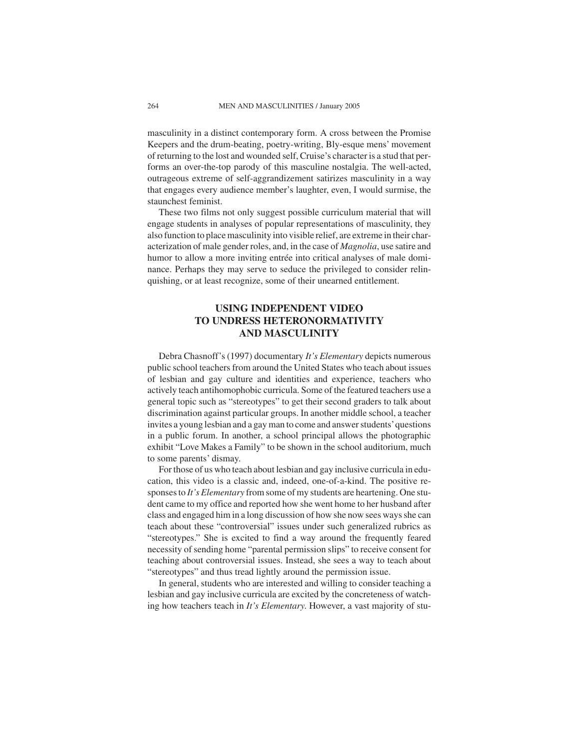masculinity in a distinct contemporary form. A cross between the Promise Keepers and the drum-beating, poetry-writing, Bly-esque mens' movement of returning to the lost and wounded self, Cruise's character is a stud that performs an over-the-top parody of this masculine nostalgia. The well-acted, outrageous extreme of self-aggrandizement satirizes masculinity in a way that engages every audience member's laughter, even, I would surmise, the staunchest feminist.

These two films not only suggest possible curriculum material that will engage students in analyses of popular representations of masculinity, they also function to place masculinity into visible relief, are extreme in their characterization of male gender roles, and, in the case of *Magnolia*, use satire and humor to allow a more inviting entrée into critical analyses of male dominance. Perhaps they may serve to seduce the privileged to consider relinquishing, or at least recognize, some of their unearned entitlement.

## USING INDEPENDENT VIDEO TO UNDRESS HETERONORMATIVITY AND MASCULINITY

Debra Chasnoff's (1997) documentary *It's Elementary* depicts numerous public school teachers from around the United States who teach about issues of lesbian and gay culture and identities and experience, teachers who actively teach antihomophobic curricula. Some of the featured teachers use a general topic such as "stereotypes" to get their second graders to talk about discrimination against particular groups. In another middle school, a teacher invites a young lesbian and a gay man to come and answer students' questions in a public forum. In another, a school principal allows the photographic exhibit "Love Makes a Family" to be shown in the school auditorium, much to some parents' dismay.

For those of us who teach about lesbian and gay inclusive curricula in education, this video is a classic and, indeed, one-of-a-kind. The positive responses to *It's Elementary* from some of my students are heartening. One student came to my office and reported how she went home to her husband after class and engaged him in a long discussion of how she now sees ways she can teach about these "controversial" issues under such generalized rubrics as "stereotypes." She is excited to find a way around the frequently feared necessity of sending home "parental permission slips" to receive consent for teaching about controversial issues. Instead, she sees a way to teach about "stereotypes" and thus tread lightly around the permission issue.

In general, students who are interested and willing to consider teaching a lesbian and gay inclusive curricula are excited by the concreteness of watching how teachers teach in *It's Elementary*. However, a vast majority of stu-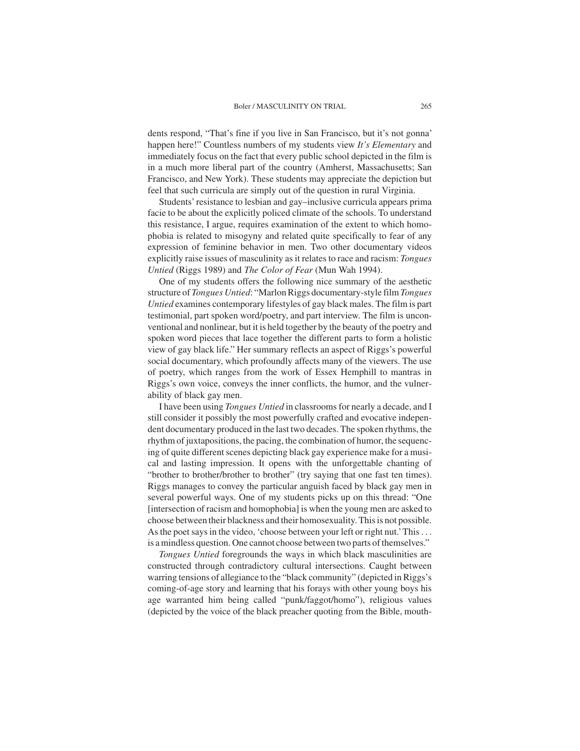dents respond, "That's fine if you live in San Francisco, but it's not gonna' happen here!" Countless numbers of my students view *It's Elementary* and immediately focus on the fact that every public school depicted in the film is in a much more liberal part of the country (Amherst, Massachusetts; San Francisco, and New York). These students may appreciate the depiction but feel that such curricula are simply out of the question in rural Virginia.

Students' resistance to lesbian and gay–inclusive curricula appears prima facie to be about the explicitly policed climate of the schools. To understand this resistance, I argue, requires examination of the extent to which homophobia is related to misogyny and related quite specifically to fear of any expression of feminine behavior in men. Two other documentary videos explicitly raise issues of masculinity as it relates to race and racism: *Tongues Untied* (Riggs 1989) and *The Color of Fear* (Mun Wah 1994).

One of my students offers the following nice summary of the aesthetic structure of *Tongues Untied*: "Marlon Riggs documentary-style film *Tongues Untied* examines contemporary lifestyles of gay black males. The film is part testimonial, part spoken word/poetry, and part interview. The film is unconventional and nonlinear, but it is held together by the beauty of the poetry and spoken word pieces that lace together the different parts to form a holistic view of gay black life." Her summary reflects an aspect of Riggs's powerful social documentary, which profoundly affects many of the viewers. The use of poetry, which ranges from the work of Essex Hemphill to mantras in Riggs's own voice, conveys the inner conflicts, the humor, and the vulnerability of black gay men.

I have been using *Tongues Untied* in classrooms for nearly a decade, and I still consider it possibly the most powerfully crafted and evocative independent documentary produced in the last two decades. The spoken rhythms, the rhythm of juxtapositions, the pacing, the combination of humor, the sequencing of quite different scenes depicting black gay experience make for a musical and lasting impression. It opens with the unforgettable chanting of "brother to brother/brother to brother" (try saying that one fast ten times). Riggs manages to convey the particular anguish faced by black gay men in several powerful ways. One of my students picks up on this thread: "One [intersection of racism and homophobia] is when the young men are asked to choose between their blackness and their homosexuality. This is not possible. As the poet says in the video, 'choose between your left or right nut.' This . . . is a mindless question. One cannot choose between two parts of themselves."

*Tongues Untied* foregrounds the ways in which black masculinities are constructed through contradictory cultural intersections. Caught between warring tensions of allegiance to the "black community" (depicted in Riggs's coming-of-age story and learning that his forays with other young boys his age warranted him being called "punk/faggot/homo"), religious values (depicted by the voice of the black preacher quoting from the Bible, mouth-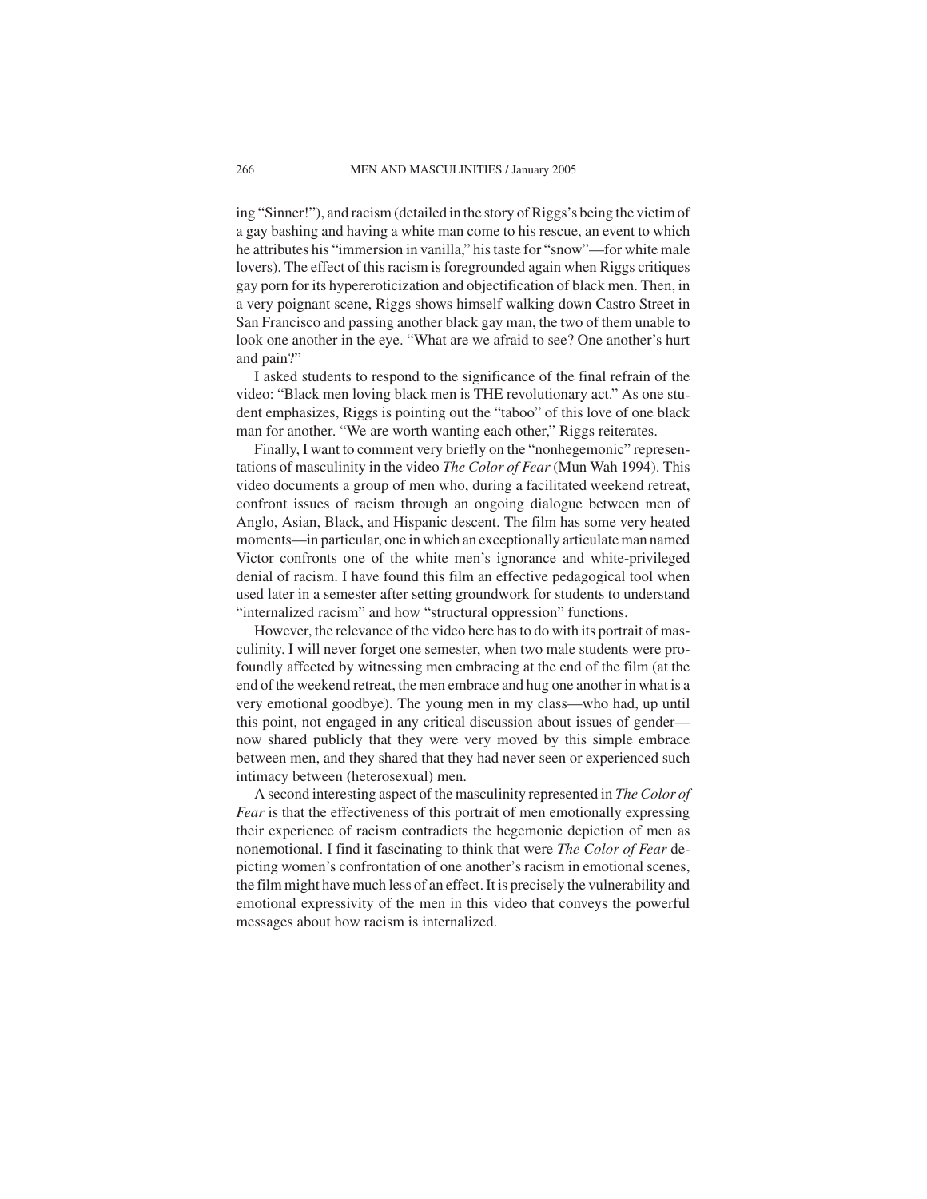ing "Sinner!"), and racism (detailed in the story of Riggs's being the victim of a gay bashing and having a white man come to his rescue, an event to which he attributes his "immersion in vanilla," his taste for "snow"—for white male lovers). The effect of this racism is foregrounded again when Riggs critiques gay porn for its hypereroticization and objectification of black men. Then, in a very poignant scene, Riggs shows himself walking down Castro Street in San Francisco and passing another black gay man, the two of them unable to look one another in the eye. "What are we afraid to see? One another's hurt and pain?"

I asked students to respond to the significance of the final refrain of the video: "Black men loving black men is THE revolutionary act." As one student emphasizes, Riggs is pointing out the "taboo" of this love of one black man for another. "We are worth wanting each other," Riggs reiterates.

Finally, I want to comment very briefly on the "nonhegemonic" representations of masculinity in the video *The Color of Fear* (Mun Wah 1994). This video documents a group of men who, during a facilitated weekend retreat, confront issues of racism through an ongoing dialogue between men of Anglo, Asian, Black, and Hispanic descent. The film has some very heated moments—in particular, one in which an exceptionally articulate man named Victor confronts one of the white men's ignorance and white-privileged denial of racism. I have found this film an effective pedagogical tool when used later in a semester after setting groundwork for students to understand "internalized racism" and how "structural oppression" functions.

However, the relevance of the video here has to do with its portrait of masculinity. I will never forget one semester, when two male students were profoundly affected by witnessing men embracing at the end of the film (at the end of the weekend retreat, the men embrace and hug one another in what is a very emotional goodbye). The young men in my class—who had, up until this point, not engaged in any critical discussion about issues of gender—now shared publicly that they were very moved by this simple embrace between men, and they shared that they had never seen or experienced such intimacy between (heterosexual) men.

A second interesting aspect of the masculinity represented in *The Color of Fear* is that the effectiveness of this portrait of men emotionally expressing their experience of racism contradicts the hegemonic depiction of men as nonemotional. I find it fascinating to think that were *The Color of Fear* depicting women's confrontation of one another's racism in emotional scenes, the film might have much less of an effect. It is precisely the vulnerability and emotional expressivity of the men in this video that conveys the powerful messages about how racism is internalized.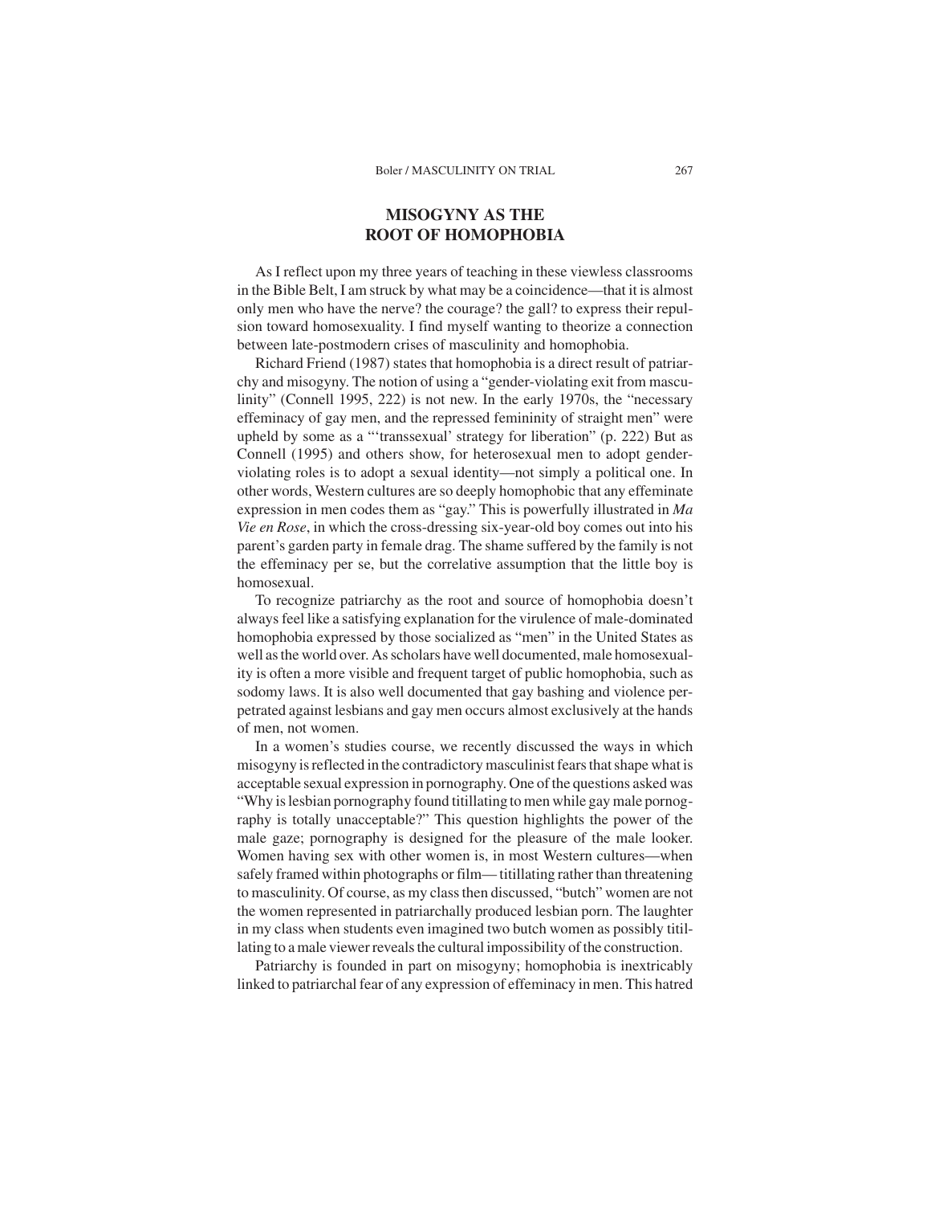## MISOGYNY AS THE ROOT OF HOMOPHOBIA

As I reflect upon my three years of teaching in these viewless classrooms in the Bible Belt, I am struck by what may be a coincidence—that it is almost only men who have the nerve? the courage? the gall? to express their repulsion toward homosexuality. I find myself wanting to theorize a connection between late-postmodern crises of masculinity and homophobia.

Richard Friend (1987) states that homophobia is a direct result of patriarchy and misogyny. The notion of using a "gender-violating exit from masculinity" (Connell 1995, 222) is not new. In the early 1970s, the "necessary effeminacy of gay men, and the repressed femininity of straight men" were upheld by some as a "'transsexual' strategy for liberation" (p. 222) But as Connell (1995) and others show, for heterosexual men to adopt gender-violating roles is to adopt a sexual identity—not simply a political one. In other words, Western cultures are so deeply homophobic that any effeminate expression in men codes them as "gay." This is powerfully illustrated in *Ma Vie en Rose*, in which the cross-dressing six-year-old boy comes out into his parent's garden party in female drag. The shame suffered by the family is not the effeminacy per se, but the correlative assumption that the little boy is homosexual.

To recognize patriarchy as the root and source of homophobia doesn't always feel like a satisfying explanation for the virulence of male-dominated homophobia expressed by those socialized as "men" in the United States as well as the world over. As scholars have well documented, male homosexuality is often a more visible and frequent target of public homophobia, such as sodomy laws. It is also well documented that gay bashing and violence perpetrated against lesbians and gay men occurs almost exclusively at the hands of men, not women.

In a women's studies course, we recently discussed the ways in which misogyny is reflected in the contradictory masculinist fears that shape what is acceptable sexual expression in pornography. One of the questions asked was "Why is lesbian pornography found titillating to men while gay male pornography is totally unacceptable?" This question highlights the power of the male gaze; pornography is designed for the pleasure of the male looker. Women having sex with other women is, in most Western cultures—when safely framed within photographs or film—titillating rather than threatening to masculinity. Of course, as my class then discussed, "butch" women are not the women represented in patriarchally produced lesbian porn. The laughter in my class when students even imagined two butch women as possibly titillating to a male viewer reveals the cultural impossibility of the construction.

Patriarchy is founded in part on misogyny; homophobia is inextricably linked to patriarchal fear of any expression of effeminacy in men. This hatred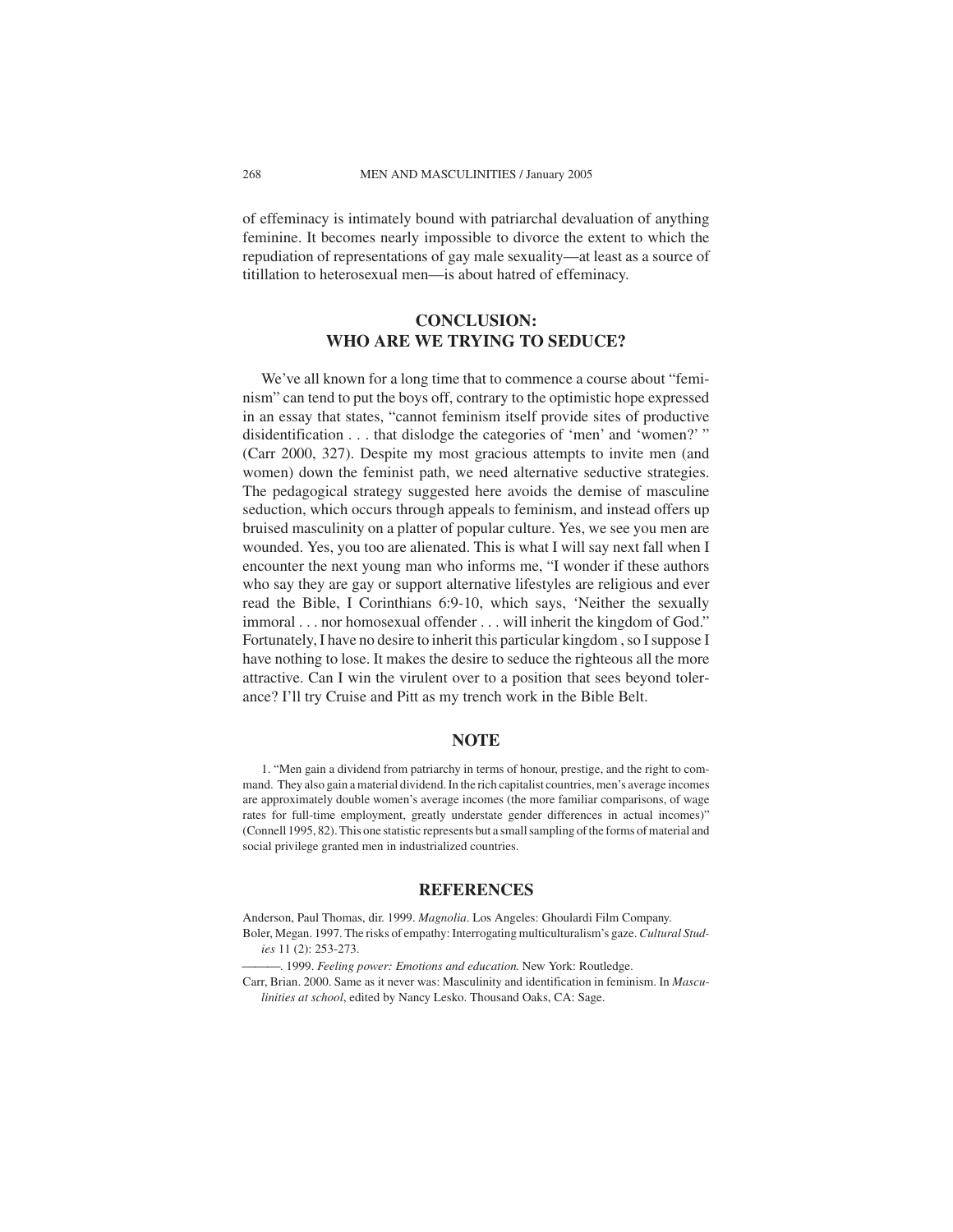of effeminacy is intimately bound with patriarchal devaluation of anything feminine. It becomes nearly impossible to divorce the extent to which the repudiation of representations of gay male sexuality—at least as a source of titillation to heterosexual men—is about hatred of effeminacy.

## CONCLUSION: WHO ARE WE TRYING TO SEDUCE?

We've all known for a long time that to commence a course about "feminism" can tend to put the boys off, contrary to the optimistic hope expressed in an essay that states, "cannot feminism itself provide sites of productive disidentification . . . that dislodge the categories of 'men' and 'women?' " (Carr 2000, 327). Despite my most gracious attempts to invite men (and women) down the feminist path, we need alternative seductive strategies. The pedagogical strategy suggested here avoids the demise of masculine seduction, which occurs through appeals to feminism, and instead offers up bruised masculinity on a platter of popular culture. Yes, we see you men are wounded. Yes, you too are alienated. This is what I will say next fall when I encounter the next young man who informs me, "I wonder if these authors who say they are gay or support alternative lifestyles are religious and ever read the Bible, I Corinthians 6:9-10, which says, 'Neither the sexually immoral . . . nor homosexual offender . . . will inherit the kingdom of God." Fortunately, I have no desire to inherit this particular kingdom , so I suppose I have nothing to lose. It makes the desire to seduce the righteous all the more attractive. Can I win the virulent over to a position that sees beyond tolerance? I'll try Cruise and Pitt as my trench work in the Bible Belt.

## NOTE

1. "Men gain a dividend from patriarchy in terms of honour, prestige, and the right to command. They also gain a material dividend. In the rich capitalist countries, men's average incomes are approximately double women's average incomes (the more familiar comparisons, of wage rates for full-time employment, greatly understate gender differences in actual incomes)" (Connell 1995, 82). This one statistic represents but a small sampling of the forms of material and social privilege granted men in industrialized countries.

## REFERENCES

Anderson, Paul Thomas, dir. 1999. *Magnolia*. Los Angeles: Ghoulardi Film Company.

Boler, Megan. 1997. The risks of empathy: Interrogating multiculturalism's gaze. *Cultural Studies* 11 (2): 253-273.

———. 1999. *Feeling power: Emotions and education*. New York: Routledge.

Carr, Brian. 2000. Same as it never was: Masculinity and identification in feminism. In *Masculinities at school*, edited by Nancy Lesko. Thousand Oaks, CA: Sage.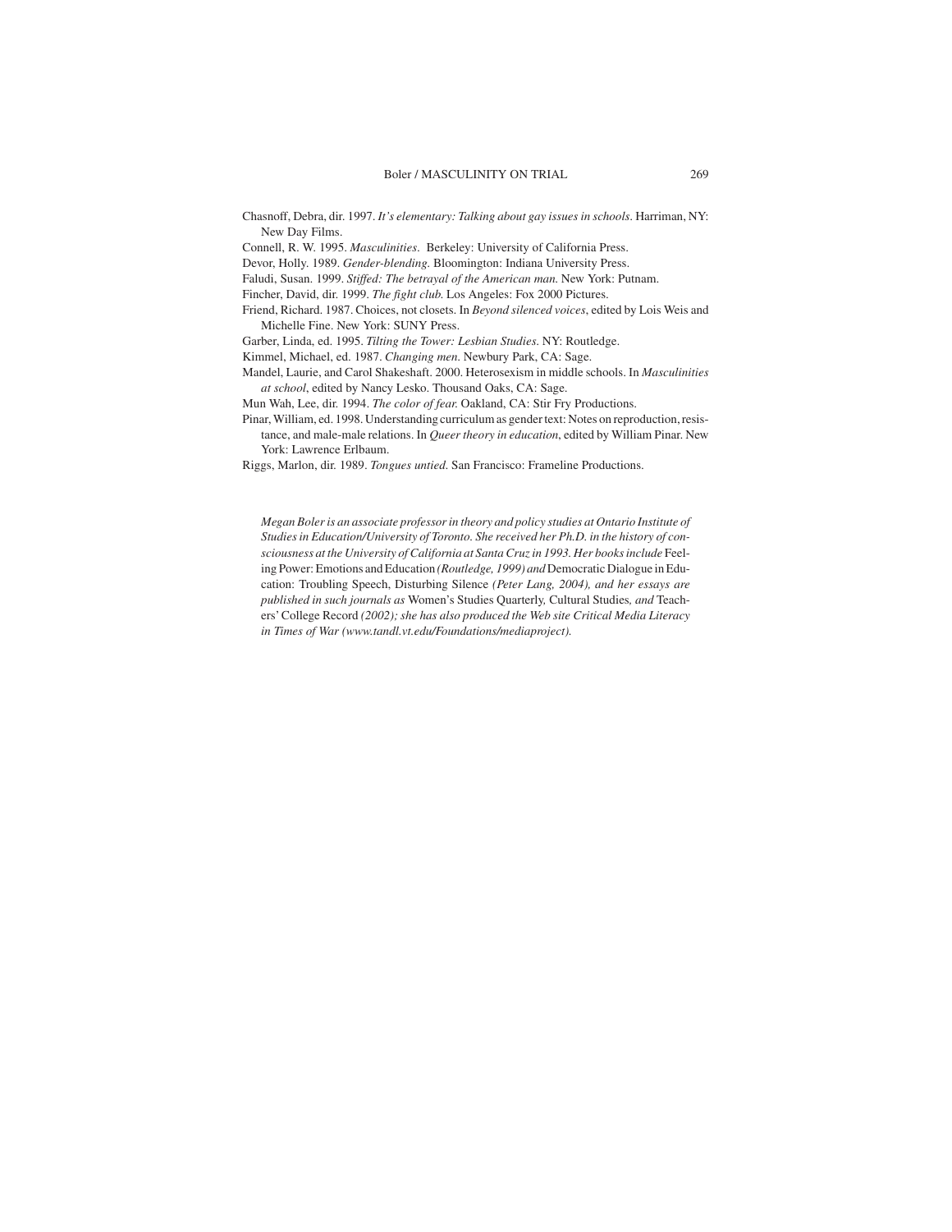Chasnoff, Debra, dir. 1997. *It's elementary: Talking about gay issues in schools*. Harriman, NY: New Day Films.

Connell, R. W. 1995. *Masculinities*. Berkeley: University of California Press.

Devor, Holly. 1989. *Gender-blending*. Bloomington: Indiana University Press.

Faludi, Susan. 1999. *Stiffed: The betrayal of the American man*. New York: Putnam.

Fincher, David, dir. 1999. *The fight club*. Los Angeles: Fox 2000 Pictures.

Friend, Richard. 1987. Choices, not closets. In *Beyond silenced voices*, edited by Lois Weis and Michelle Fine. New York: SUNY Press.

Garber, Linda, ed. 1995. *Tilting the Tower: Lesbian Studies*. NY: Routledge.

Kimmel, Michael, ed. 1987. *Changing men*. Newbury Park, CA: Sage.

Mandel, Laurie, and Carol Shakeshaft. 2000. Heterosexism in middle schools. In *Masculinities at school*, edited by Nancy Lesko. Thousand Oaks, CA: Sage.

Mun Wah, Lee, dir. 1994. *The color of fear*. Oakland, CA: Stir Fry Productions.

Pinar, William, ed. 1998. Understanding curriculum as gender text: Notes on reproduction, resistance, and male-male relations. In *Queer theory in education*, edited by William Pinar. New York: Lawrence Erlbaum.

Riggs, Marlon, dir. 1989. *Tongues untied*. San Francisco: Frameline Productions.

*Megan Boler is an associate professor in theory and policy studies at Ontario Institute of Studies in Education/University of Toronto. She received her Ph.D. in the history of consciousness at the University of California at Santa Cruz in 1993. Her books include* Feeling Power: Emotions and Education *(Routledge, 1999) and* Democratic Dialogue in Education: Troubling Speech, Disturbing Silence *(Peter Lang, 2004), and her essays are published in such journals as* Women's Studies Quarterly*,* Cultural Studies*, and* Teachers' College Record *(2002); she has also produced the Web site Critical Media Literacy in Times of War (www.tandl.vt.edu/Foundations/mediaproject).*